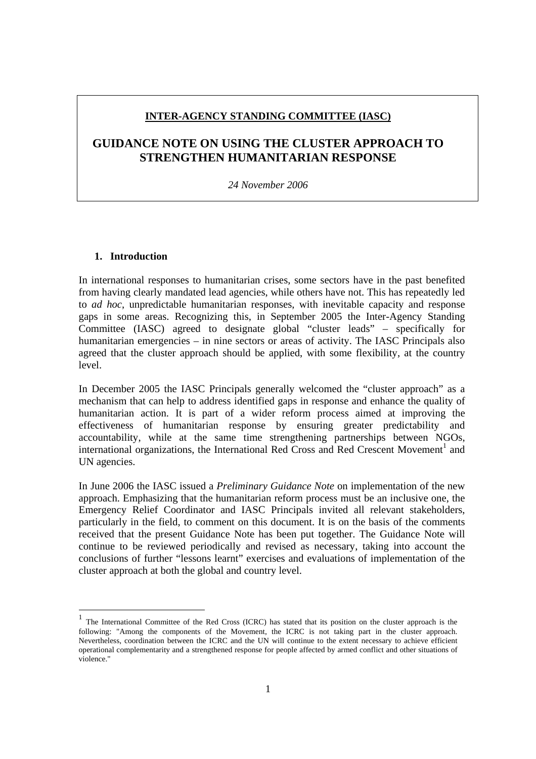**INTER-AGENCY STANDING COMMITTEE (IASC)**

# GUIDANCE NOTE ON USING THE CLUSTER APPROACH TO STRENGTHEN HUMANITARIAN RESPONSE

*24 November 2006*

## 1. Introduction

In international responses to humanitarian crises, some sectors have in the past benefited from having clearly mandated lead agencies, while others have not. This has repeatedly led to *ad hoc*, unpredictable humanitarian responses, with inevitable capacity and response gaps in some areas. Recognizing this, in September 2005 the Inter-Agency Standing Committee (IASC) agreed to designate global "cluster leads" – specifically for humanitarian emergencies – in nine sectors or areas of activity. The IASC Principals also agreed that the cluster approach should be applied, with some flexibility, at the country level.

In December 2005 the IASC Principals generally welcomed the "cluster approach" as a mechanism that can help to address identified gaps in response and enhance the quality of humanitarian action. It is part of a wider reform process aimed at improving the effectiveness of humanitarian response by ensuring greater predictability and accountability, while at the same time strengthening partnerships between NGOs, international organizations, the International Red Cross and Red Crescent Movement[1] and UN agencies.

In June 2006 the IASC issued a *Preliminary Guidance Note* on implementation of the new approach. Emphasizing that the humanitarian reform process must be an inclusive one, the Emergency Relief Coordinator and IASC Principals invited all relevant stakeholders, particularly in the field, to comment on this document. It is on the basis of the comments received that the present Guidance Note has been put together. The Guidance Note will continue to be reviewed periodically and revised as necessary, taking into account the conclusions of further "lessons learnt" exercises and evaluations of implementation of the cluster approach at both the global and country level.

---

[1] The International Committee of the Red Cross (ICRC) has stated that its position on the cluster approach is the following: "Among the components of the Movement, the ICRC is not taking part in the cluster approach. Nevertheless, coordination between the ICRC and the UN will continue to the extent necessary to achieve efficient operational complementarity and a strengthened response for people affected by armed conflict and other situations of violence."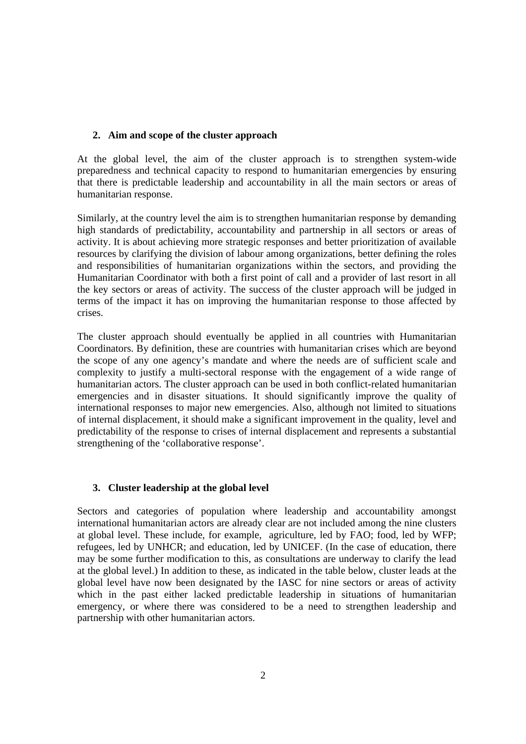## 2. Aim and scope of the cluster approach

At the global level, the aim of the cluster approach is to strengthen system-wide preparedness and technical capacity to respond to humanitarian emergencies by ensuring that there is predictable leadership and accountability in all the main sectors or areas of humanitarian response.

Similarly, at the country level the aim is to strengthen humanitarian response by demanding high standards of predictability, accountability and partnership in all sectors or areas of activity. It is about achieving more strategic responses and better prioritization of available resources by clarifying the division of labour among organizations, better defining the roles and responsibilities of humanitarian organizations within the sectors, and providing the Humanitarian Coordinator with both a first point of call and a provider of last resort in all the key sectors or areas of activity. The success of the cluster approach will be judged in terms of the impact it has on improving the humanitarian response to those affected by crises.

The cluster approach should eventually be applied in all countries with Humanitarian Coordinators. By definition, these are countries with humanitarian crises which are beyond the scope of any one agency's mandate and where the needs are of sufficient scale and complexity to justify a multi-sectoral response with the engagement of a wide range of humanitarian actors. The cluster approach can be used in both conflict-related humanitarian emergencies and in disaster situations. It should significantly improve the quality of international responses to major new emergencies. Also, although not limited to situations of internal displacement, it should make a significant improvement in the quality, level and predictability of the response to crises of internal displacement and represents a substantial strengthening of the 'collaborative response'.

## 3. Cluster leadership at the global level

Sectors and categories of population where leadership and accountability amongst international humanitarian actors are already clear are not included among the nine clusters at global level. These include, for example, agriculture, led by FAO; food, led by WFP; refugees, led by UNHCR; and education, led by UNICEF. (In the case of education, there may be some further modification to this, as consultations are underway to clarify the lead at the global level.) In addition to these, as indicated in the table below, cluster leads at the global level have now been designated by the IASC for nine sectors or areas of activity which in the past either lacked predictable leadership in situations of humanitarian emergency, or where there was considered to be a need to strengthen leadership and partnership with other humanitarian actors.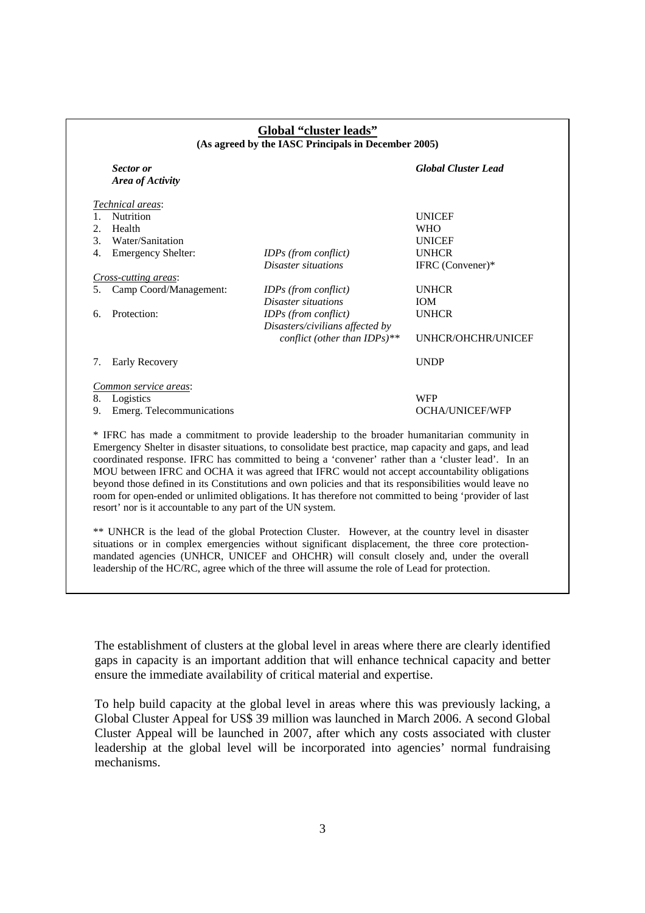## Global "cluster leads"

**(As agreed by the IASC Principals in December 2005)**

| *Sector or Area of Activity* | | *Global Cluster Lead* |
|---|---|---|
| *Technical areas*: | | |
| 1. Nutrition | | UNICEF |
| 2. Health | | WHO |
| 3. Water/Sanitation | | UNICEF |
| 4. Emergency Shelter: | *IDPs (from conflict)* | UNHCR |
| | *Disaster situations* | IFRC (Convener)* |
| *Cross-cutting areas*: | | |
| 5. Camp Coord/Management: | *IDPs (from conflict)* | UNHCR |
| | *Disaster situations* | IOM |
| 6. Protection: | *IDPs (from conflict)* | UNHCR |
| | *Disasters/civilians affected by conflict (other than IDPs)*** | UNHCR/OHCHR/UNICEF |
| 7. Early Recovery | | UNDP |
| *Common service areas*: | | |
| 8. Logistics | | WFP |
| 9. Emerg. Telecommunications | | OCHA/UNICEF/WFP |

* IFRC has made a commitment to provide leadership to the broader humanitarian community in Emergency Shelter in disaster situations, to consolidate best practice, map capacity and gaps, and lead coordinated response. IFRC has committed to being a 'convener' rather than a 'cluster lead'. In an MOU between IFRC and OCHA it was agreed that IFRC would not accept accountability obligations beyond those defined in its Constitutions and own policies and that its responsibilities would leave no room for open-ended or unlimited obligations. It has therefore not committed to being 'provider of last resort' nor is it accountable to any part of the UN system.

** UNHCR is the lead of the global Protection Cluster. However, at the country level in disaster situations or in complex emergencies without significant displacement, the three core protection-mandated agencies (UNHCR, UNICEF and OHCHR) will consult closely and, under the overall leadership of the HC/RC, agree which of the three will assume the role of Lead for protection.

The establishment of clusters at the global level in areas where there are clearly identified gaps in capacity is an important addition that will enhance technical capacity and better ensure the immediate availability of critical material and expertise.

To help build capacity at the global level in areas where this was previously lacking, a Global Cluster Appeal for US$ 39 million was launched in March 2006. A second Global Cluster Appeal will be launched in 2007, after which any costs associated with cluster leadership at the global level will be incorporated into agencies' normal fundraising mechanisms.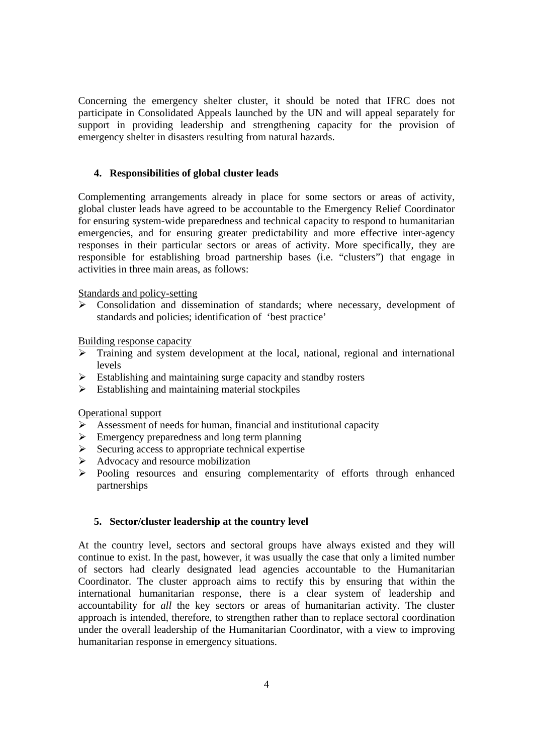Concerning the emergency shelter cluster, it should be noted that IFRC does not participate in Consolidated Appeals launched by the UN and will appeal separately for support in providing leadership and strengthening capacity for the provision of emergency shelter in disasters resulting from natural hazards.

### 4. Responsibilities of global cluster leads

Complementing arrangements already in place for some sectors or areas of activity, global cluster leads have agreed to be accountable to the Emergency Relief Coordinator for ensuring system-wide preparedness and technical capacity to respond to humanitarian emergencies, and for ensuring greater predictability and more effective inter-agency responses in their particular sectors or areas of activity. More specifically, they are responsible for establishing broad partnership bases (i.e. "clusters") that engage in activities in three main areas, as follows:

<u>Standards and policy-setting</u>

- Consolidation and dissemination of standards; where necessary, development of standards and policies; identification of 'best practice'

<u>Building response capacity</u>

- Training and system development at the local, national, regional and international levels
- Establishing and maintaining surge capacity and standby rosters
- Establishing and maintaining material stockpiles

<u>Operational support</u>

- Assessment of needs for human, financial and institutional capacity
- Emergency preparedness and long term planning
- Securing access to appropriate technical expertise
- Advocacy and resource mobilization
- Pooling resources and ensuring complementarity of efforts through enhanced partnerships

### 5. Sector/cluster leadership at the country level

At the country level, sectors and sectoral groups have always existed and they will continue to exist. In the past, however, it was usually the case that only a limited number of sectors had clearly designated lead agencies accountable to the Humanitarian Coordinator. The cluster approach aims to rectify this by ensuring that within the international humanitarian response, there is a clear system of leadership and accountability for *all* the key sectors or areas of humanitarian activity. The cluster approach is intended, therefore, to strengthen rather than to replace sectoral coordination under the overall leadership of the Humanitarian Coordinator, with a view to improving humanitarian response in emergency situations.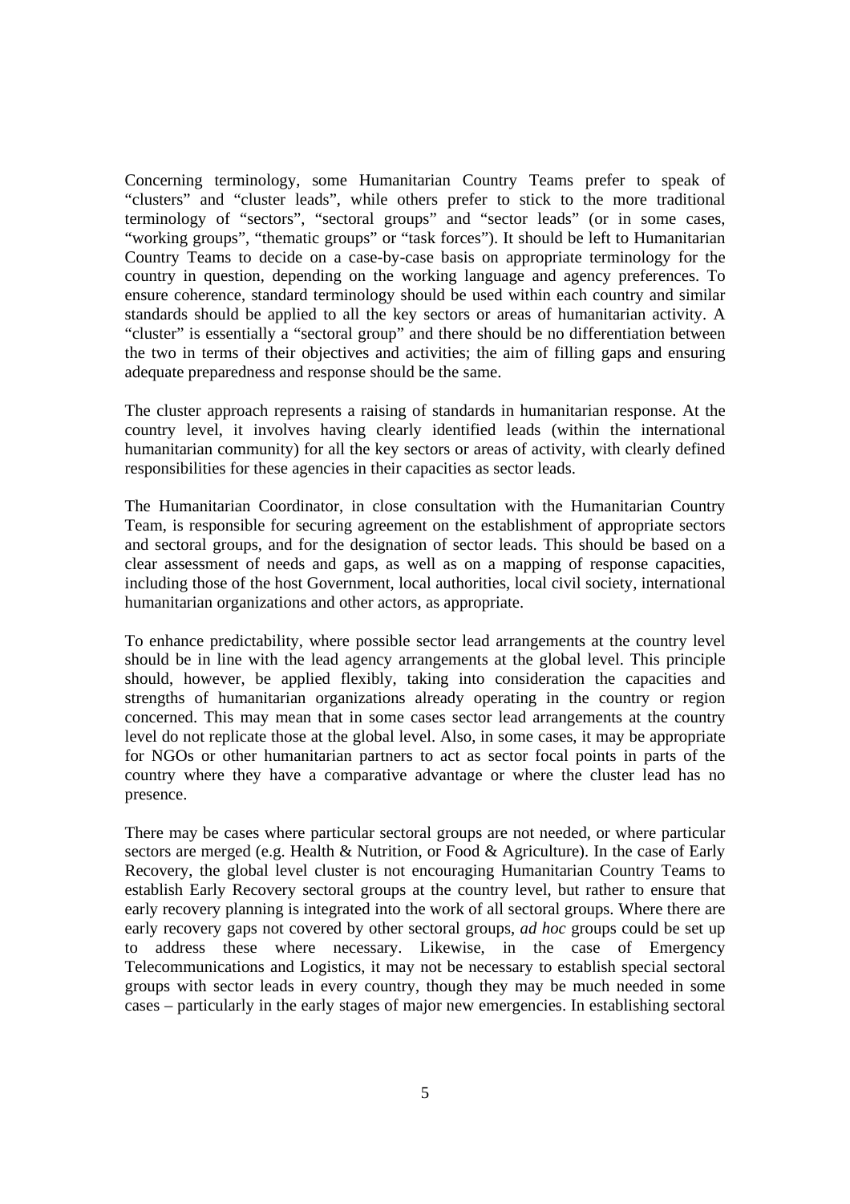Concerning terminology, some Humanitarian Country Teams prefer to speak of "clusters" and "cluster leads", while others prefer to stick to the more traditional terminology of "sectors", "sectoral groups" and "sector leads" (or in some cases, "working groups", "thematic groups" or "task forces"). It should be left to Humanitarian Country Teams to decide on a case-by-case basis on appropriate terminology for the country in question, depending on the working language and agency preferences. To ensure coherence, standard terminology should be used within each country and similar standards should be applied to all the key sectors or areas of humanitarian activity. A "cluster" is essentially a "sectoral group" and there should be no differentiation between the two in terms of their objectives and activities; the aim of filling gaps and ensuring adequate preparedness and response should be the same.

The cluster approach represents a raising of standards in humanitarian response. At the country level, it involves having clearly identified leads (within the international humanitarian community) for all the key sectors or areas of activity, with clearly defined responsibilities for these agencies in their capacities as sector leads.

The Humanitarian Coordinator, in close consultation with the Humanitarian Country Team, is responsible for securing agreement on the establishment of appropriate sectors and sectoral groups, and for the designation of sector leads. This should be based on a clear assessment of needs and gaps, as well as on a mapping of response capacities, including those of the host Government, local authorities, local civil society, international humanitarian organizations and other actors, as appropriate.

To enhance predictability, where possible sector lead arrangements at the country level should be in line with the lead agency arrangements at the global level. This principle should, however, be applied flexibly, taking into consideration the capacities and strengths of humanitarian organizations already operating in the country or region concerned. This may mean that in some cases sector lead arrangements at the country level do not replicate those at the global level. Also, in some cases, it may be appropriate for NGOs or other humanitarian partners to act as sector focal points in parts of the country where they have a comparative advantage or where the cluster lead has no presence.

There may be cases where particular sectoral groups are not needed, or where particular sectors are merged (e.g. Health & Nutrition, or Food & Agriculture). In the case of Early Recovery, the global level cluster is not encouraging Humanitarian Country Teams to establish Early Recovery sectoral groups at the country level, but rather to ensure that early recovery planning is integrated into the work of all sectoral groups. Where there are early recovery gaps not covered by other sectoral groups, *ad hoc* groups could be set up to address these where necessary. Likewise, in the case of Emergency Telecommunications and Logistics, it may not be necessary to establish special sectoral groups with sector leads in every country, though they may be much needed in some cases – particularly in the early stages of major new emergencies. In establishing sectoral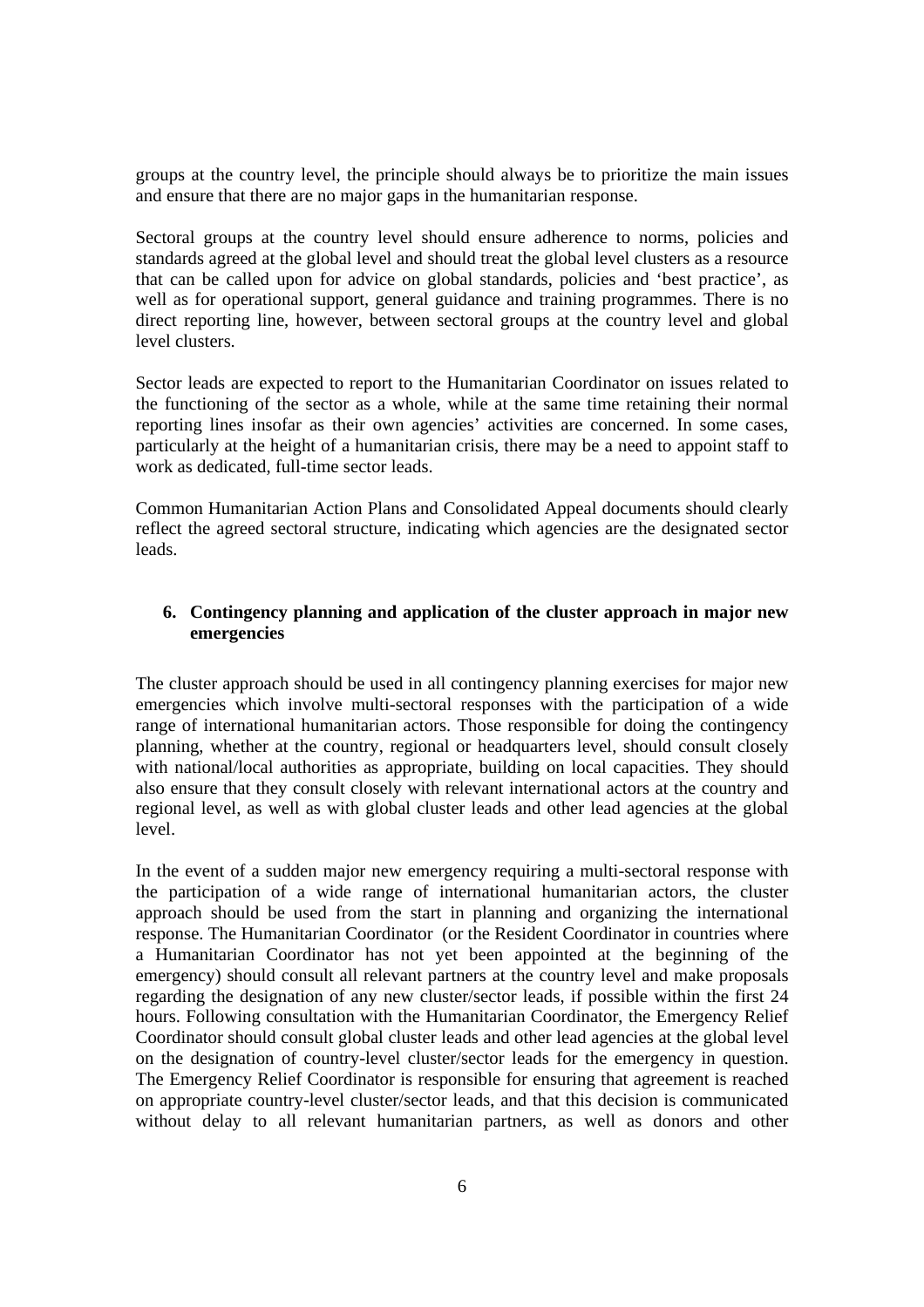groups at the country level, the principle should always be to prioritize the main issues and ensure that there are no major gaps in the humanitarian response.

Sectoral groups at the country level should ensure adherence to norms, policies and standards agreed at the global level and should treat the global level clusters as a resource that can be called upon for advice on global standards, policies and 'best practice', as well as for operational support, general guidance and training programmes. There is no direct reporting line, however, between sectoral groups at the country level and global level clusters.

Sector leads are expected to report to the Humanitarian Coordinator on issues related to the functioning of the sector as a whole, while at the same time retaining their normal reporting lines insofar as their own agencies' activities are concerned. In some cases, particularly at the height of a humanitarian crisis, there may be a need to appoint staff to work as dedicated, full-time sector leads.

Common Humanitarian Action Plans and Consolidated Appeal documents should clearly reflect the agreed sectoral structure, indicating which agencies are the designated sector leads.

## 6. Contingency planning and application of the cluster approach in major new emergencies

The cluster approach should be used in all contingency planning exercises for major new emergencies which involve multi-sectoral responses with the participation of a wide range of international humanitarian actors. Those responsible for doing the contingency planning, whether at the country, regional or headquarters level, should consult closely with national/local authorities as appropriate, building on local capacities. They should also ensure that they consult closely with relevant international actors at the country and regional level, as well as with global cluster leads and other lead agencies at the global level.

In the event of a sudden major new emergency requiring a multi-sectoral response with the participation of a wide range of international humanitarian actors, the cluster approach should be used from the start in planning and organizing the international response. The Humanitarian Coordinator (or the Resident Coordinator in countries where a Humanitarian Coordinator has not yet been appointed at the beginning of the emergency) should consult all relevant partners at the country level and make proposals regarding the designation of any new cluster/sector leads, if possible within the first 24 hours. Following consultation with the Humanitarian Coordinator, the Emergency Relief Coordinator should consult global cluster leads and other lead agencies at the global level on the designation of country-level cluster/sector leads for the emergency in question. The Emergency Relief Coordinator is responsible for ensuring that agreement is reached on appropriate country-level cluster/sector leads, and that this decision is communicated without delay to all relevant humanitarian partners, as well as donors and other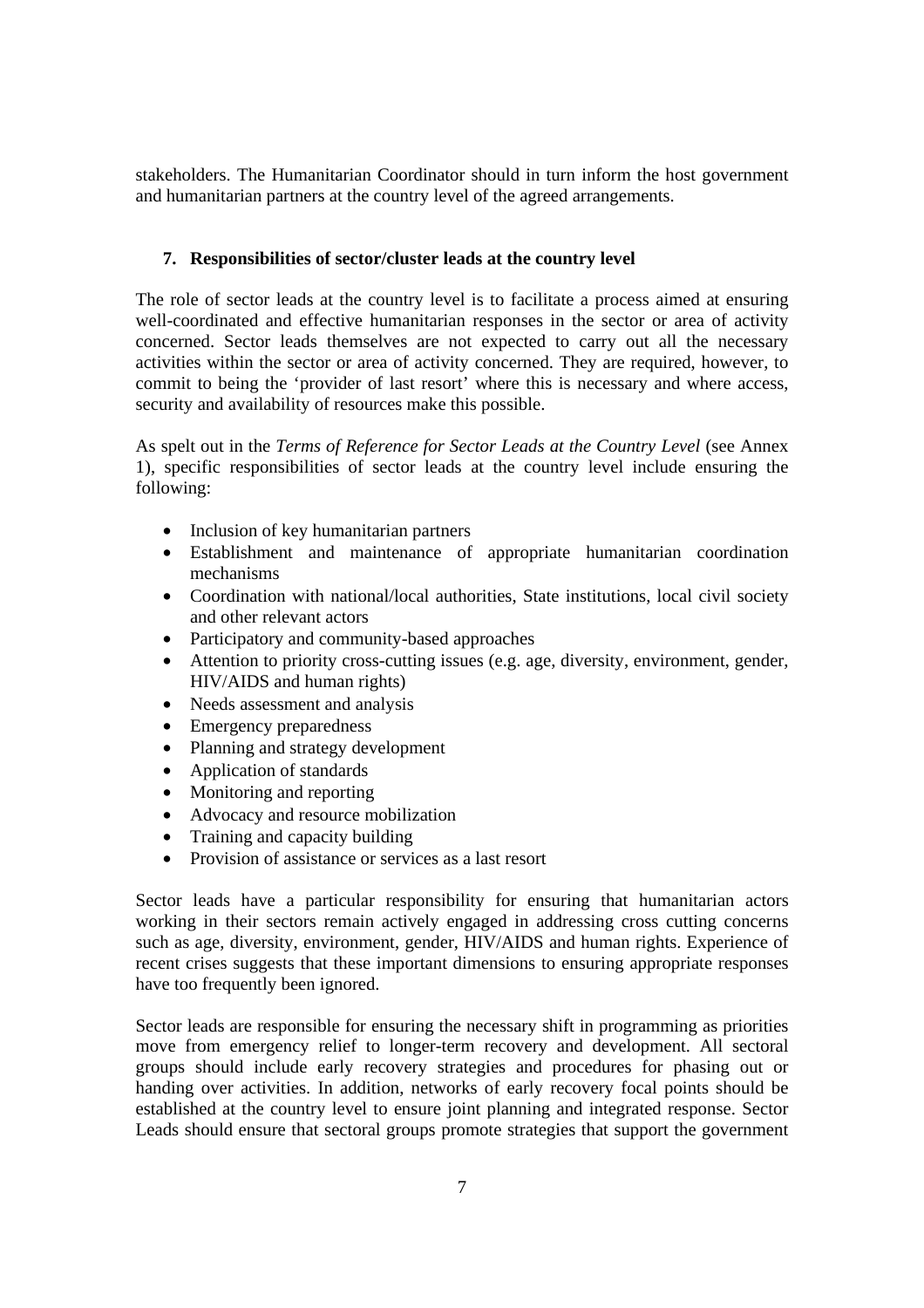stakeholders. The Humanitarian Coordinator should in turn inform the host government and humanitarian partners at the country level of the agreed arrangements.

## 7. Responsibilities of sector/cluster leads at the country level

The role of sector leads at the country level is to facilitate a process aimed at ensuring well-coordinated and effective humanitarian responses in the sector or area of activity concerned. Sector leads themselves are not expected to carry out all the necessary activities within the sector or area of activity concerned. They are required, however, to commit to being the 'provider of last resort' where this is necessary and where access, security and availability of resources make this possible.

As spelt out in the *Terms of Reference for Sector Leads at the Country Level* (see Annex 1), specific responsibilities of sector leads at the country level include ensuring the following:

- Inclusion of key humanitarian partners
- Establishment and maintenance of appropriate humanitarian coordination mechanisms
- Coordination with national/local authorities, State institutions, local civil society and other relevant actors
- Participatory and community-based approaches
- Attention to priority cross-cutting issues (e.g. age, diversity, environment, gender, HIV/AIDS and human rights)
- Needs assessment and analysis
- Emergency preparedness
- Planning and strategy development
- Application of standards
- Monitoring and reporting
- Advocacy and resource mobilization
- Training and capacity building
- Provision of assistance or services as a last resort

Sector leads have a particular responsibility for ensuring that humanitarian actors working in their sectors remain actively engaged in addressing cross cutting concerns such as age, diversity, environment, gender, HIV/AIDS and human rights. Experience of recent crises suggests that these important dimensions to ensuring appropriate responses have too frequently been ignored.

Sector leads are responsible for ensuring the necessary shift in programming as priorities move from emergency relief to longer-term recovery and development. All sectoral groups should include early recovery strategies and procedures for phasing out or handing over activities. In addition, networks of early recovery focal points should be established at the country level to ensure joint planning and integrated response. Sector Leads should ensure that sectoral groups promote strategies that support the government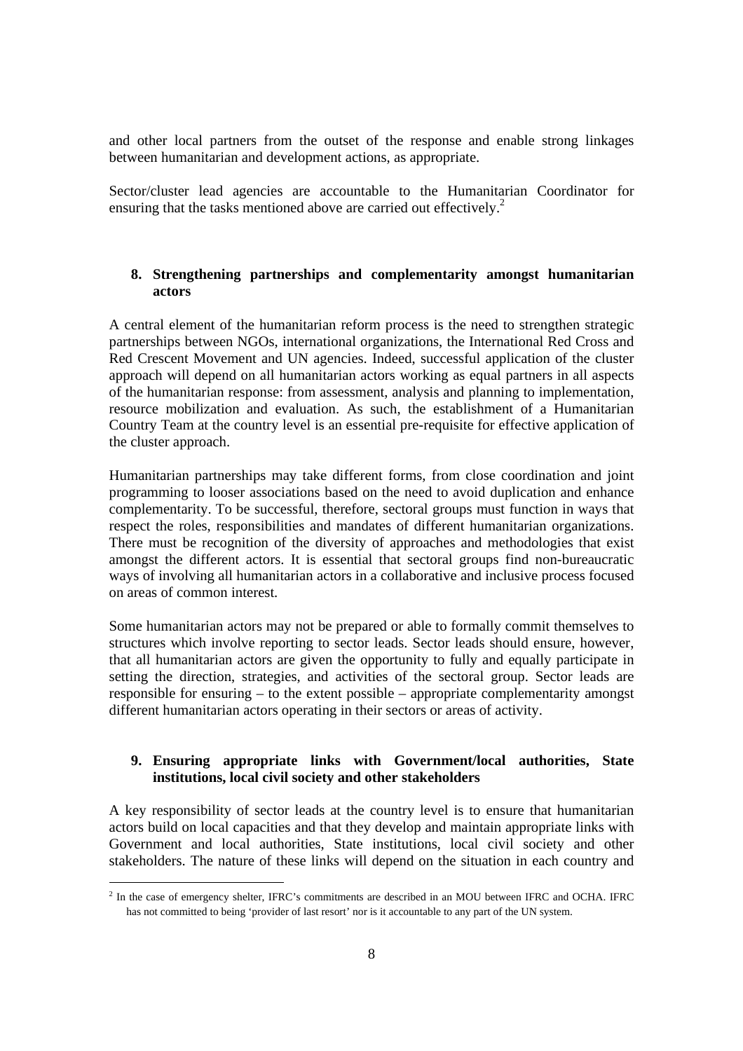and other local partners from the outset of the response and enable strong linkages between humanitarian and development actions, as appropriate.

Sector/cluster lead agencies are accountable to the Humanitarian Coordinator for ensuring that the tasks mentioned above are carried out effectively.[2]

## 8. Strengthening partnerships and complementarity amongst humanitarian actors

A central element of the humanitarian reform process is the need to strengthen strategic partnerships between NGOs, international organizations, the International Red Cross and Red Crescent Movement and UN agencies. Indeed, successful application of the cluster approach will depend on all humanitarian actors working as equal partners in all aspects of the humanitarian response: from assessment, analysis and planning to implementation, resource mobilization and evaluation. As such, the establishment of a Humanitarian Country Team at the country level is an essential pre-requisite for effective application of the cluster approach.

Humanitarian partnerships may take different forms, from close coordination and joint programming to looser associations based on the need to avoid duplication and enhance complementarity. To be successful, therefore, sectoral groups must function in ways that respect the roles, responsibilities and mandates of different humanitarian organizations. There must be recognition of the diversity of approaches and methodologies that exist amongst the different actors. It is essential that sectoral groups find non-bureaucratic ways of involving all humanitarian actors in a collaborative and inclusive process focused on areas of common interest.

Some humanitarian actors may not be prepared or able to formally commit themselves to structures which involve reporting to sector leads. Sector leads should ensure, however, that all humanitarian actors are given the opportunity to fully and equally participate in setting the direction, strategies, and activities of the sectoral group. Sector leads are responsible for ensuring – to the extent possible – appropriate complementarity amongst different humanitarian actors operating in their sectors or areas of activity.

## 9. Ensuring appropriate links with Government/local authorities, State institutions, local civil society and other stakeholders

A key responsibility of sector leads at the country level is to ensure that humanitarian actors build on local capacities and that they develop and maintain appropriate links with Government and local authorities, State institutions, local civil society and other stakeholders. The nature of these links will depend on the situation in each country and

---

[2] In the case of emergency shelter, IFRC's commitments are described in an MOU between IFRC and OCHA. IFRC has not committed to being 'provider of last resort' nor is it accountable to any part of the UN system.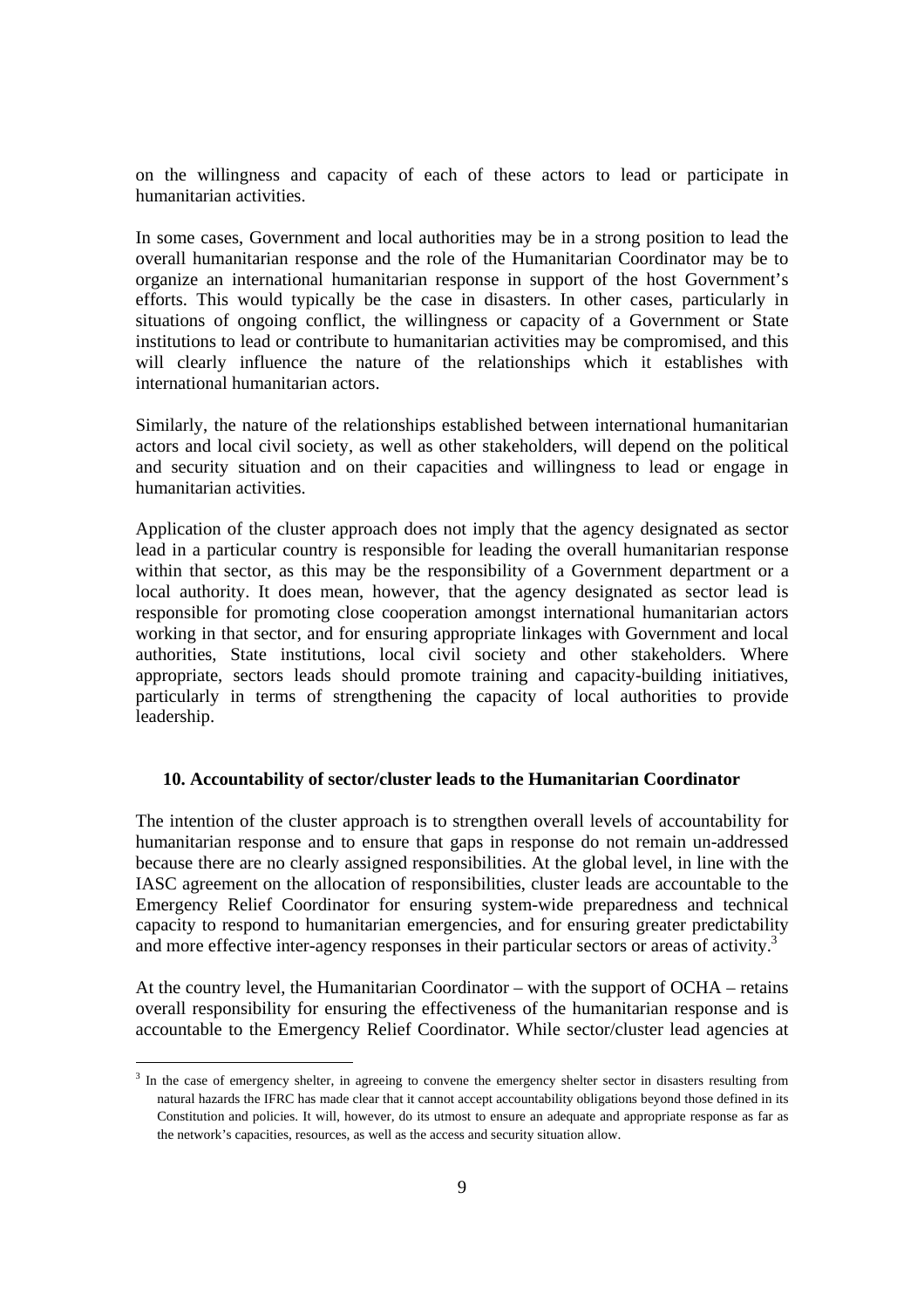on the willingness and capacity of each of these actors to lead or participate in humanitarian activities.

In some cases, Government and local authorities may be in a strong position to lead the overall humanitarian response and the role of the Humanitarian Coordinator may be to organize an international humanitarian response in support of the host Government's efforts. This would typically be the case in disasters. In other cases, particularly in situations of ongoing conflict, the willingness or capacity of a Government or State institutions to lead or contribute to humanitarian activities may be compromised, and this will clearly influence the nature of the relationships which it establishes with international humanitarian actors.

Similarly, the nature of the relationships established between international humanitarian actors and local civil society, as well as other stakeholders, will depend on the political and security situation and on their capacities and willingness to lead or engage in humanitarian activities.

Application of the cluster approach does not imply that the agency designated as sector lead in a particular country is responsible for leading the overall humanitarian response within that sector, as this may be the responsibility of a Government department or a local authority. It does mean, however, that the agency designated as sector lead is responsible for promoting close cooperation amongst international humanitarian actors working in that sector, and for ensuring appropriate linkages with Government and local authorities, State institutions, local civil society and other stakeholders. Where appropriate, sectors leads should promote training and capacity-building initiatives, particularly in terms of strengthening the capacity of local authorities to provide leadership.

### 10. Accountability of sector/cluster leads to the Humanitarian Coordinator

The intention of the cluster approach is to strengthen overall levels of accountability for humanitarian response and to ensure that gaps in response do not remain un-addressed because there are no clearly assigned responsibilities. At the global level, in line with the IASC agreement on the allocation of responsibilities, cluster leads are accountable to the Emergency Relief Coordinator for ensuring system-wide preparedness and technical capacity to respond to humanitarian emergencies, and for ensuring greater predictability and more effective inter-agency responses in their particular sectors or areas of activity.[3]

At the country level, the Humanitarian Coordinator – with the support of OCHA – retains overall responsibility for ensuring the effectiveness of the humanitarian response and is accountable to the Emergency Relief Coordinator. While sector/cluster lead agencies at

[3] In the case of emergency shelter, in agreeing to convene the emergency shelter sector in disasters resulting from natural hazards the IFRC has made clear that it cannot accept accountability obligations beyond those defined in its Constitution and policies. It will, however, do its utmost to ensure an adequate and appropriate response as far as the network's capacities, resources, as well as the access and security situation allow.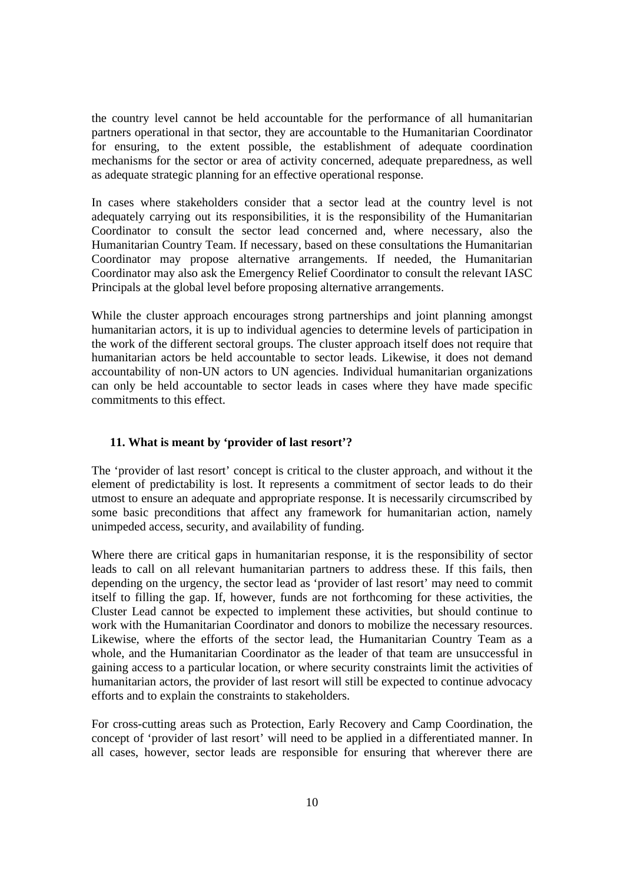the country level cannot be held accountable for the performance of all humanitarian partners operational in that sector, they are accountable to the Humanitarian Coordinator for ensuring, to the extent possible, the establishment of adequate coordination mechanisms for the sector or area of activity concerned, adequate preparedness, as well as adequate strategic planning for an effective operational response.

In cases where stakeholders consider that a sector lead at the country level is not adequately carrying out its responsibilities, it is the responsibility of the Humanitarian Coordinator to consult the sector lead concerned and, where necessary, also the Humanitarian Country Team. If necessary, based on these consultations the Humanitarian Coordinator may propose alternative arrangements. If needed, the Humanitarian Coordinator may also ask the Emergency Relief Coordinator to consult the relevant IASC Principals at the global level before proposing alternative arrangements.

While the cluster approach encourages strong partnerships and joint planning amongst humanitarian actors, it is up to individual agencies to determine levels of participation in the work of the different sectoral groups. The cluster approach itself does not require that humanitarian actors be held accountable to sector leads. Likewise, it does not demand accountability of non-UN actors to UN agencies. Individual humanitarian organizations can only be held accountable to sector leads in cases where they have made specific commitments to this effect.

### 11. What is meant by 'provider of last resort'?

The 'provider of last resort' concept is critical to the cluster approach, and without it the element of predictability is lost. It represents a commitment of sector leads to do their utmost to ensure an adequate and appropriate response. It is necessarily circumscribed by some basic preconditions that affect any framework for humanitarian action, namely unimpeded access, security, and availability of funding.

Where there are critical gaps in humanitarian response, it is the responsibility of sector leads to call on all relevant humanitarian partners to address these. If this fails, then depending on the urgency, the sector lead as 'provider of last resort' may need to commit itself to filling the gap. If, however, funds are not forthcoming for these activities, the Cluster Lead cannot be expected to implement these activities, but should continue to work with the Humanitarian Coordinator and donors to mobilize the necessary resources. Likewise, where the efforts of the sector lead, the Humanitarian Country Team as a whole, and the Humanitarian Coordinator as the leader of that team are unsuccessful in gaining access to a particular location, or where security constraints limit the activities of humanitarian actors, the provider of last resort will still be expected to continue advocacy efforts and to explain the constraints to stakeholders.

For cross-cutting areas such as Protection, Early Recovery and Camp Coordination, the concept of 'provider of last resort' will need to be applied in a differentiated manner. In all cases, however, sector leads are responsible for ensuring that wherever there are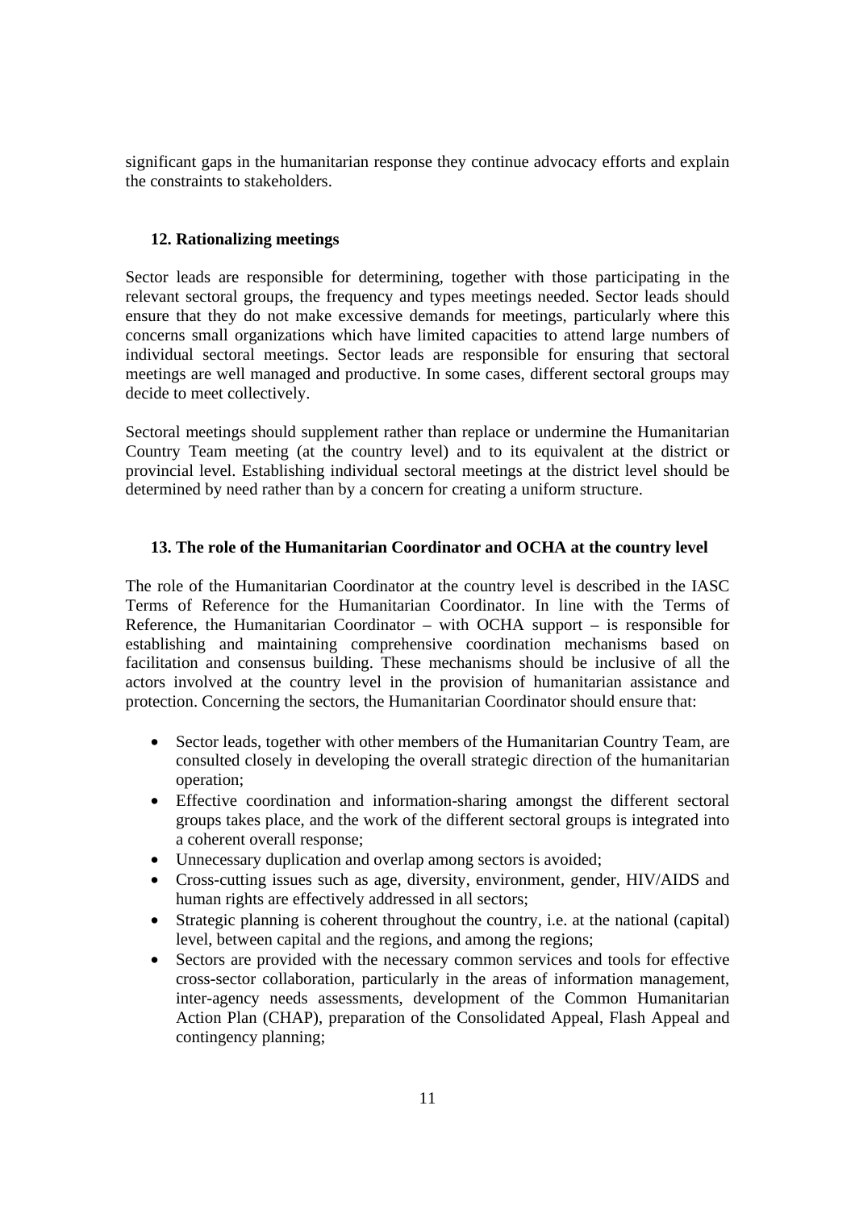significant gaps in the humanitarian response they continue advocacy efforts and explain the constraints to stakeholders.

### 12. Rationalizing meetings

Sector leads are responsible for determining, together with those participating in the relevant sectoral groups, the frequency and types meetings needed. Sector leads should ensure that they do not make excessive demands for meetings, particularly where this concerns small organizations which have limited capacities to attend large numbers of individual sectoral meetings. Sector leads are responsible for ensuring that sectoral meetings are well managed and productive. In some cases, different sectoral groups may decide to meet collectively.

Sectoral meetings should supplement rather than replace or undermine the Humanitarian Country Team meeting (at the country level) and to its equivalent at the district or provincial level. Establishing individual sectoral meetings at the district level should be determined by need rather than by a concern for creating a uniform structure.

### 13. The role of the Humanitarian Coordinator and OCHA at the country level

The role of the Humanitarian Coordinator at the country level is described in the IASC Terms of Reference for the Humanitarian Coordinator. In line with the Terms of Reference, the Humanitarian Coordinator – with OCHA support – is responsible for establishing and maintaining comprehensive coordination mechanisms based on facilitation and consensus building. These mechanisms should be inclusive of all the actors involved at the country level in the provision of humanitarian assistance and protection. Concerning the sectors, the Humanitarian Coordinator should ensure that:

- Sector leads, together with other members of the Humanitarian Country Team, are consulted closely in developing the overall strategic direction of the humanitarian operation;
- Effective coordination and information-sharing amongst the different sectoral groups takes place, and the work of the different sectoral groups is integrated into a coherent overall response;
- Unnecessary duplication and overlap among sectors is avoided;
- Cross-cutting issues such as age, diversity, environment, gender, HIV/AIDS and human rights are effectively addressed in all sectors;
- Strategic planning is coherent throughout the country, i.e. at the national (capital) level, between capital and the regions, and among the regions;
- Sectors are provided with the necessary common services and tools for effective cross-sector collaboration, particularly in the areas of information management, inter-agency needs assessments, development of the Common Humanitarian Action Plan (CHAP), preparation of the Consolidated Appeal, Flash Appeal and contingency planning;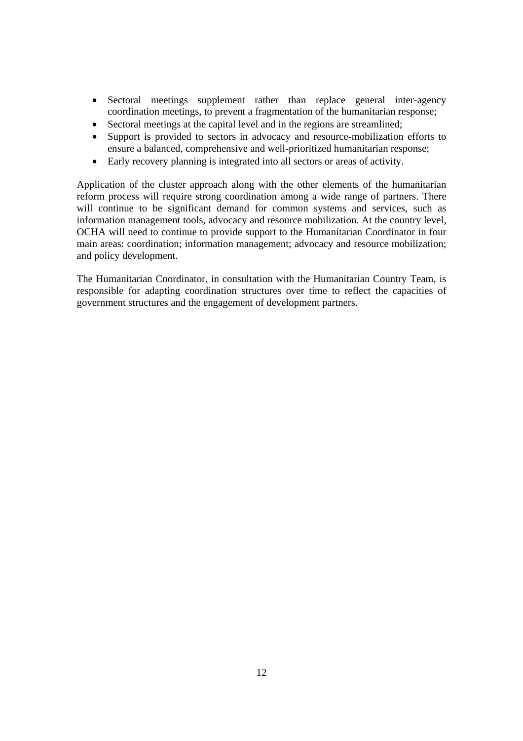- Sectoral meetings supplement rather than replace general inter-agency coordination meetings, to prevent a fragmentation of the humanitarian response;
- Sectoral meetings at the capital level and in the regions are streamlined;
- Support is provided to sectors in advocacy and resource-mobilization efforts to ensure a balanced, comprehensive and well-prioritized humanitarian response;
- Early recovery planning is integrated into all sectors or areas of activity.

Application of the cluster approach along with the other elements of the humanitarian reform process will require strong coordination among a wide range of partners. There will continue to be significant demand for common systems and services, such as information management tools, advocacy and resource mobilization. At the country level, OCHA will need to continue to provide support to the Humanitarian Coordinator in four main areas: coordination; information management; advocacy and resource mobilization; and policy development.

The Humanitarian Coordinator, in consultation with the Humanitarian Country Team, is responsible for adapting coordination structures over time to reflect the capacities of government structures and the engagement of development partners.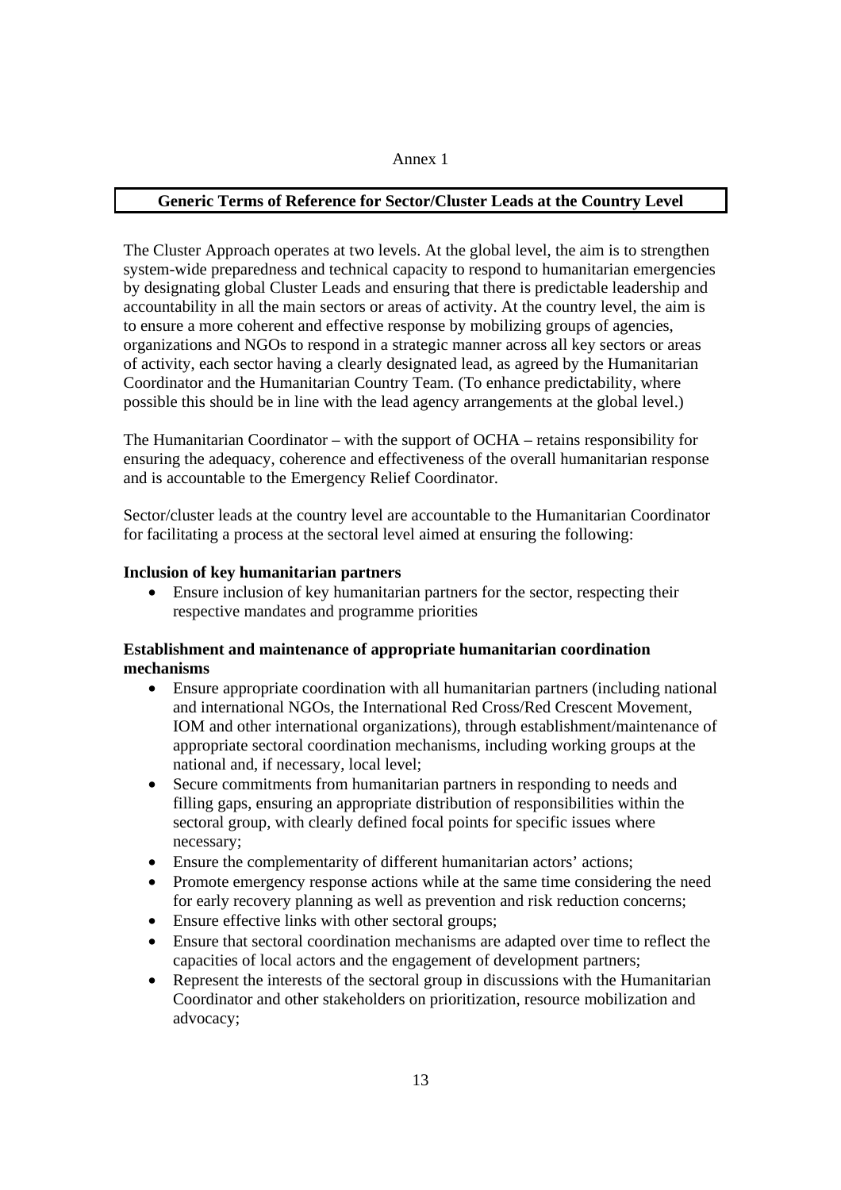Annex 1

## Generic Terms of Reference for Sector/Cluster Leads at the Country Level

The Cluster Approach operates at two levels. At the global level, the aim is to strengthen system-wide preparedness and technical capacity to respond to humanitarian emergencies by designating global Cluster Leads and ensuring that there is predictable leadership and accountability in all the main sectors or areas of activity. At the country level, the aim is to ensure a more coherent and effective response by mobilizing groups of agencies, organizations and NGOs to respond in a strategic manner across all key sectors or areas of activity, each sector having a clearly designated lead, as agreed by the Humanitarian Coordinator and the Humanitarian Country Team. (To enhance predictability, where possible this should be in line with the lead agency arrangements at the global level.)

The Humanitarian Coordinator – with the support of OCHA – retains responsibility for ensuring the adequacy, coherence and effectiveness of the overall humanitarian response and is accountable to the Emergency Relief Coordinator.

Sector/cluster leads at the country level are accountable to the Humanitarian Coordinator for facilitating a process at the sectoral level aimed at ensuring the following:

**Inclusion of key humanitarian partners**

- Ensure inclusion of key humanitarian partners for the sector, respecting their respective mandates and programme priorities

**Establishment and maintenance of appropriate humanitarian coordination mechanisms**

- Ensure appropriate coordination with all humanitarian partners (including national and international NGOs, the International Red Cross/Red Crescent Movement, IOM and other international organizations), through establishment/maintenance of appropriate sectoral coordination mechanisms, including working groups at the national and, if necessary, local level;
- Secure commitments from humanitarian partners in responding to needs and filling gaps, ensuring an appropriate distribution of responsibilities within the sectoral group, with clearly defined focal points for specific issues where necessary;
- Ensure the complementarity of different humanitarian actors' actions;
- Promote emergency response actions while at the same time considering the need for early recovery planning as well as prevention and risk reduction concerns;
- Ensure effective links with other sectoral groups;
- Ensure that sectoral coordination mechanisms are adapted over time to reflect the capacities of local actors and the engagement of development partners;
- Represent the interests of the sectoral group in discussions with the Humanitarian Coordinator and other stakeholders on prioritization, resource mobilization and advocacy;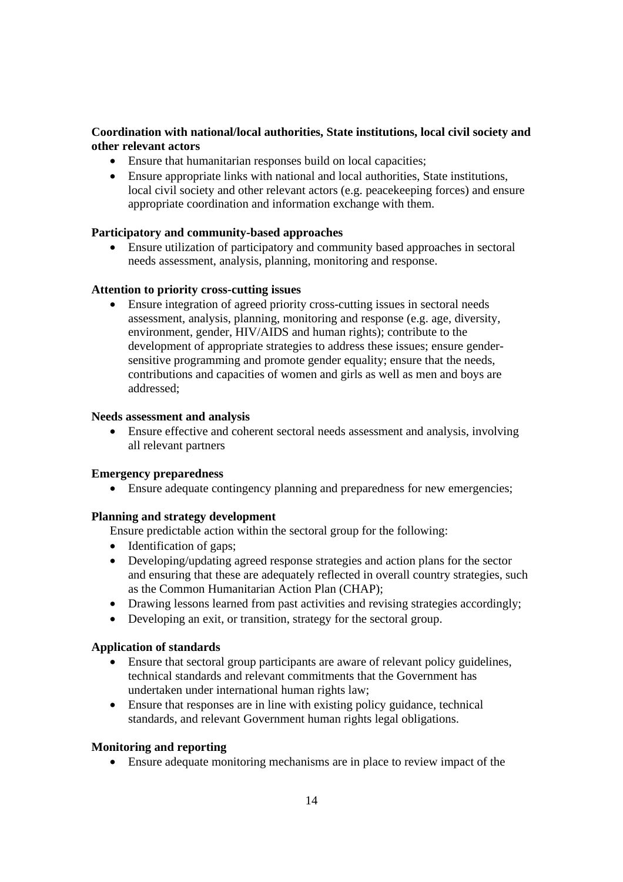**Coordination with national/local authorities, State institutions, local civil society and other relevant actors**

- Ensure that humanitarian responses build on local capacities;
- Ensure appropriate links with national and local authorities, State institutions, local civil society and other relevant actors (e.g. peacekeeping forces) and ensure appropriate coordination and information exchange with them.

**Participatory and community-based approaches**

- Ensure utilization of participatory and community based approaches in sectoral needs assessment, analysis, planning, monitoring and response.

**Attention to priority cross-cutting issues**

- Ensure integration of agreed priority cross-cutting issues in sectoral needs assessment, analysis, planning, monitoring and response (e.g. age, diversity, environment, gender, HIV/AIDS and human rights); contribute to the development of appropriate strategies to address these issues; ensure gender-sensitive programming and promote gender equality; ensure that the needs, contributions and capacities of women and girls as well as men and boys are addressed;

**Needs assessment and analysis**

- Ensure effective and coherent sectoral needs assessment and analysis, involving all relevant partners

**Emergency preparedness**

- Ensure adequate contingency planning and preparedness for new emergencies;

**Planning and strategy development**

Ensure predictable action within the sectoral group for the following:

- Identification of gaps;
- Developing/updating agreed response strategies and action plans for the sector and ensuring that these are adequately reflected in overall country strategies, such as the Common Humanitarian Action Plan (CHAP);
- Drawing lessons learned from past activities and revising strategies accordingly;
- Developing an exit, or transition, strategy for the sectoral group.

**Application of standards**

- Ensure that sectoral group participants are aware of relevant policy guidelines, technical standards and relevant commitments that the Government has undertaken under international human rights law;
- Ensure that responses are in line with existing policy guidance, technical standards, and relevant Government human rights legal obligations.

**Monitoring and reporting**

- Ensure adequate monitoring mechanisms are in place to review impact of the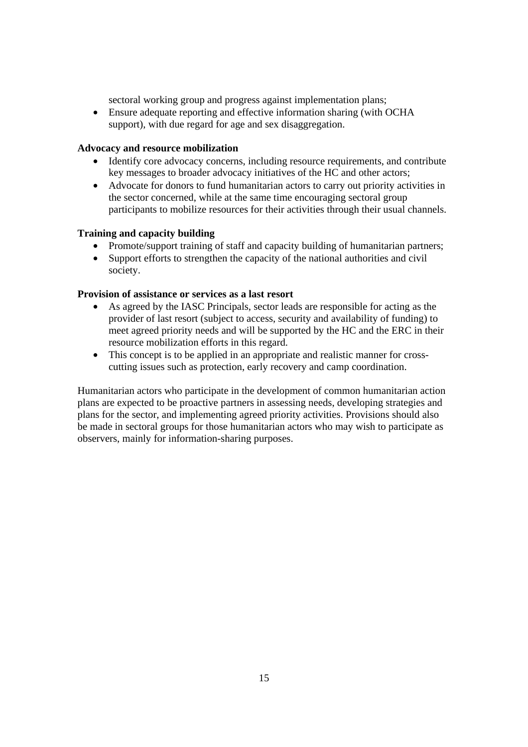sectoral working group and progress against implementation plans;

- Ensure adequate reporting and effective information sharing (with OCHA support), with due regard for age and sex disaggregation.

**Advocacy and resource mobilization**

- Identify core advocacy concerns, including resource requirements, and contribute key messages to broader advocacy initiatives of the HC and other actors;
- Advocate for donors to fund humanitarian actors to carry out priority activities in the sector concerned, while at the same time encouraging sectoral group participants to mobilize resources for their activities through their usual channels.

**Training and capacity building**

- Promote/support training of staff and capacity building of humanitarian partners;
- Support efforts to strengthen the capacity of the national authorities and civil society.

**Provision of assistance or services as a last resort**

- As agreed by the IASC Principals, sector leads are responsible for acting as the provider of last resort (subject to access, security and availability of funding) to meet agreed priority needs and will be supported by the HC and the ERC in their resource mobilization efforts in this regard.
- This concept is to be applied in an appropriate and realistic manner for cross-cutting issues such as protection, early recovery and camp coordination.

Humanitarian actors who participate in the development of common humanitarian action plans are expected to be proactive partners in assessing needs, developing strategies and plans for the sector, and implementing agreed priority activities. Provisions should also be made in sectoral groups for those humanitarian actors who may wish to participate as observers, mainly for information-sharing purposes.